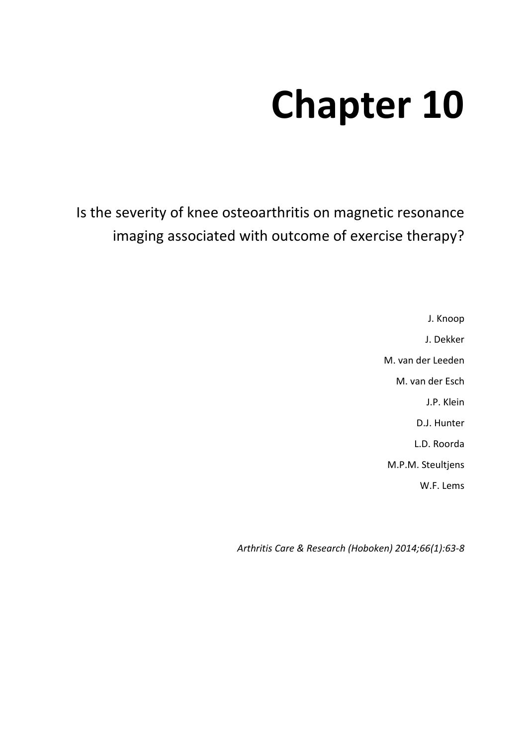# Chapter 10

## Is the severity of knee osteoarthritis on magnetic resonance imaging associated with outcome of exercise therapy?

J. Knoop

J. Dekker

M. van der Leeden

M. van der Esch

J.P. Klein

D.J. Hunter

L.D. Roorda

M.P.M. Steultjens

W.F. Lems

*Arthritis Care & Research (Hoboken) 2014;66(1):63-8*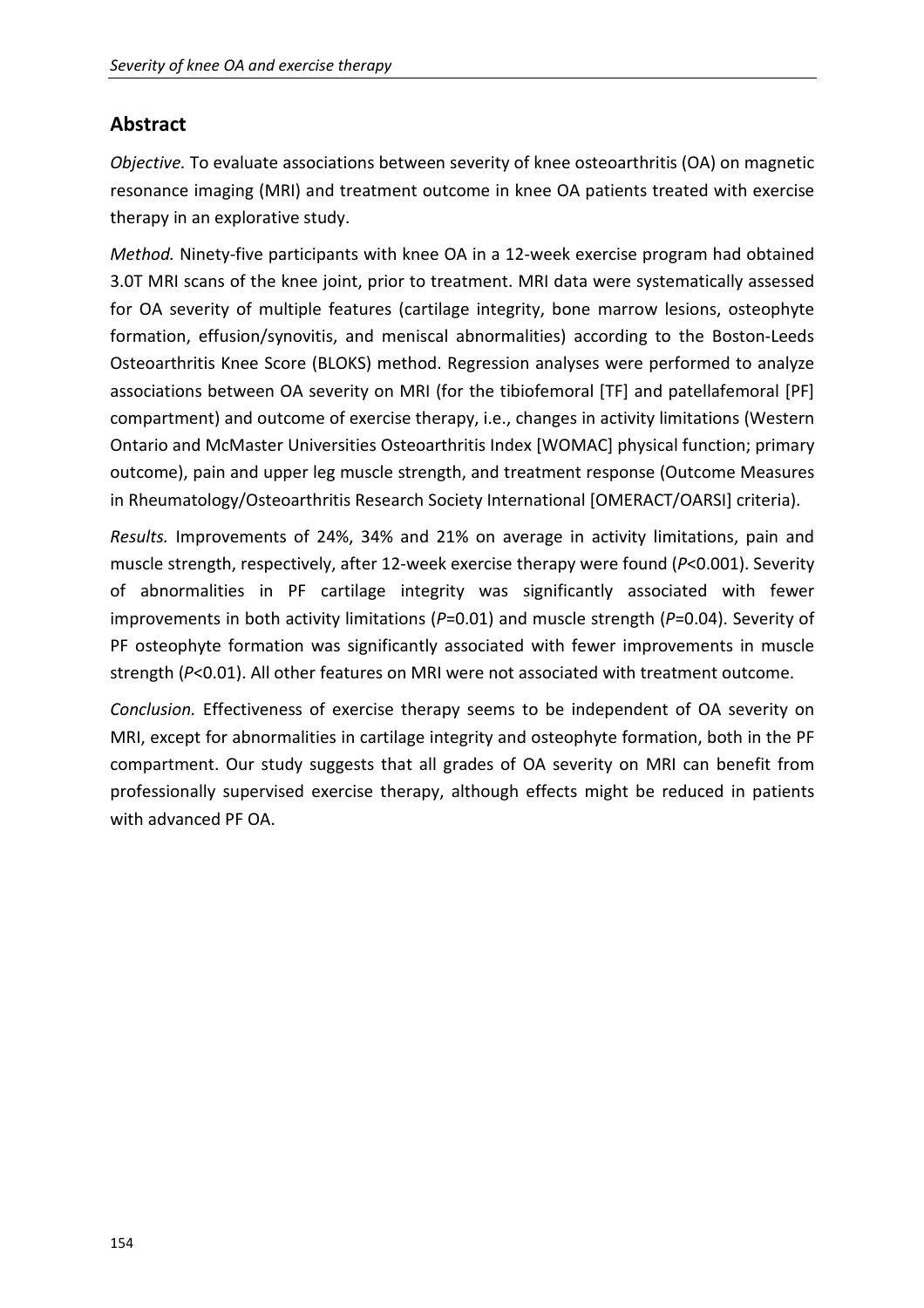## Abstract

*Objective.* To evaluate associations between severity of knee osteoarthritis (OA) on magnetic resonance imaging (MRI) and treatment outcome in knee OA patients treated with exercise therapy in an explorative study.

*Method.* Ninety-five participants with knee OA in a 12-week exercise program had obtained 3.0T MRI scans of the knee joint, prior to treatment. MRI data were systematically assessed for OA severity of multiple features (cartilage integrity, bone marrow lesions, osteophyte formation, effusion/synovitis, and meniscal abnormalities) according to the Boston-Leeds Osteoarthritis Knee Score (BLOKS) method. Regression analyses were performed to analyze associations between OA severity on MRI (for the tibiofemoral [TF] and patellafemoral [PF] compartment) and outcome of exercise therapy, i.e., changes in activity limitations (Western Ontario and McMaster Universities Osteoarthritis Index [WOMAC] physical function; primary outcome), pain and upper leg muscle strength, and treatment response (Outcome Measures in Rheumatology/Osteoarthritis Research Society International [OMERACT/OARSI] criteria).

*Results.* Improvements of 24%, 34% and 21% on average in activity limitations, pain and muscle strength, respectively, after 12-week exercise therapy were found ($P$<0.001). Severity of abnormalities in PF cartilage integrity was significantly associated with fewer improvements in both activity limitations ($P$=0.01) and muscle strength ($P$=0.04). Severity of PF osteophyte formation was significantly associated with fewer improvements in muscle strength ($P$<0.01). All other features on MRI were not associated with treatment outcome.

*Conclusion.* Effectiveness of exercise therapy seems to be independent of OA severity on MRI, except for abnormalities in cartilage integrity and osteophyte formation, both in the PF compartment. Our study suggests that all grades of OA severity on MRI can benefit from professionally supervised exercise therapy, although effects might be reduced in patients with advanced PF OA.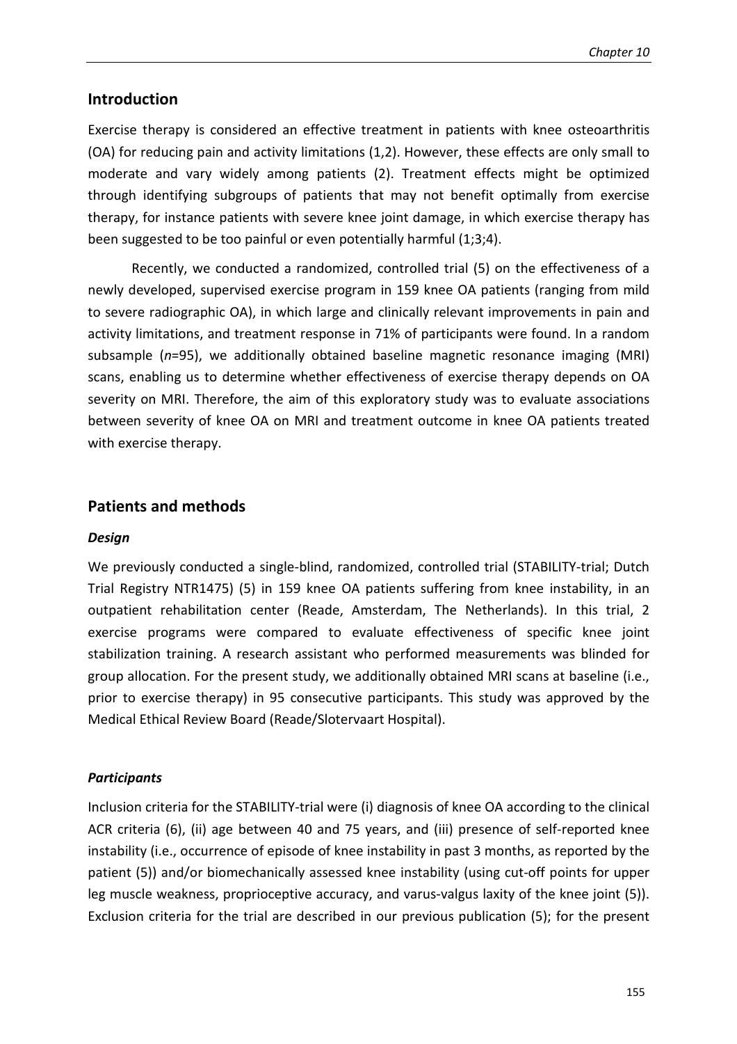## Introduction

Exercise therapy is considered an effective treatment in patients with knee osteoarthritis (OA) for reducing pain and activity limitations (1,2). However, these effects are only small to moderate and vary widely among patients (2). Treatment effects might be optimized through identifying subgroups of patients that may not benefit optimally from exercise therapy, for instance patients with severe knee joint damage, in which exercise therapy has been suggested to be too painful or even potentially harmful (1;3;4).

Recently, we conducted a randomized, controlled trial (5) on the effectiveness of a newly developed, supervised exercise program in 159 knee OA patients (ranging from mild to severe radiographic OA), in which large and clinically relevant improvements in pain and activity limitations, and treatment response in 71% of participants were found. In a random subsample (*n*=95), we additionally obtained baseline magnetic resonance imaging (MRI) scans, enabling us to determine whether effectiveness of exercise therapy depends on OA severity on MRI. Therefore, the aim of this exploratory study was to evaluate associations between severity of knee OA on MRI and treatment outcome in knee OA patients treated with exercise therapy.

## Patients and methods

### *Design*

We previously conducted a single-blind, randomized, controlled trial (STABILITY-trial; Dutch Trial Registry NTR1475) (5) in 159 knee OA patients suffering from knee instability, in an outpatient rehabilitation center (Reade, Amsterdam, The Netherlands). In this trial, 2 exercise programs were compared to evaluate effectiveness of specific knee joint stabilization training. A research assistant who performed measurements was blinded for group allocation. For the present study, we additionally obtained MRI scans at baseline (i.e., prior to exercise therapy) in 95 consecutive participants. This study was approved by the Medical Ethical Review Board (Reade/Slotervaart Hospital).

### *Participants*

Inclusion criteria for the STABILITY-trial were (i) diagnosis of knee OA according to the clinical ACR criteria (6), (ii) age between 40 and 75 years, and (iii) presence of self-reported knee instability (i.e., occurrence of episode of knee instability in past 3 months, as reported by the patient (5)) and/or biomechanically assessed knee instability (using cut-off points for upper leg muscle weakness, proprioceptive accuracy, and varus-valgus laxity of the knee joint (5)). Exclusion criteria for the trial are described in our previous publication (5); for the present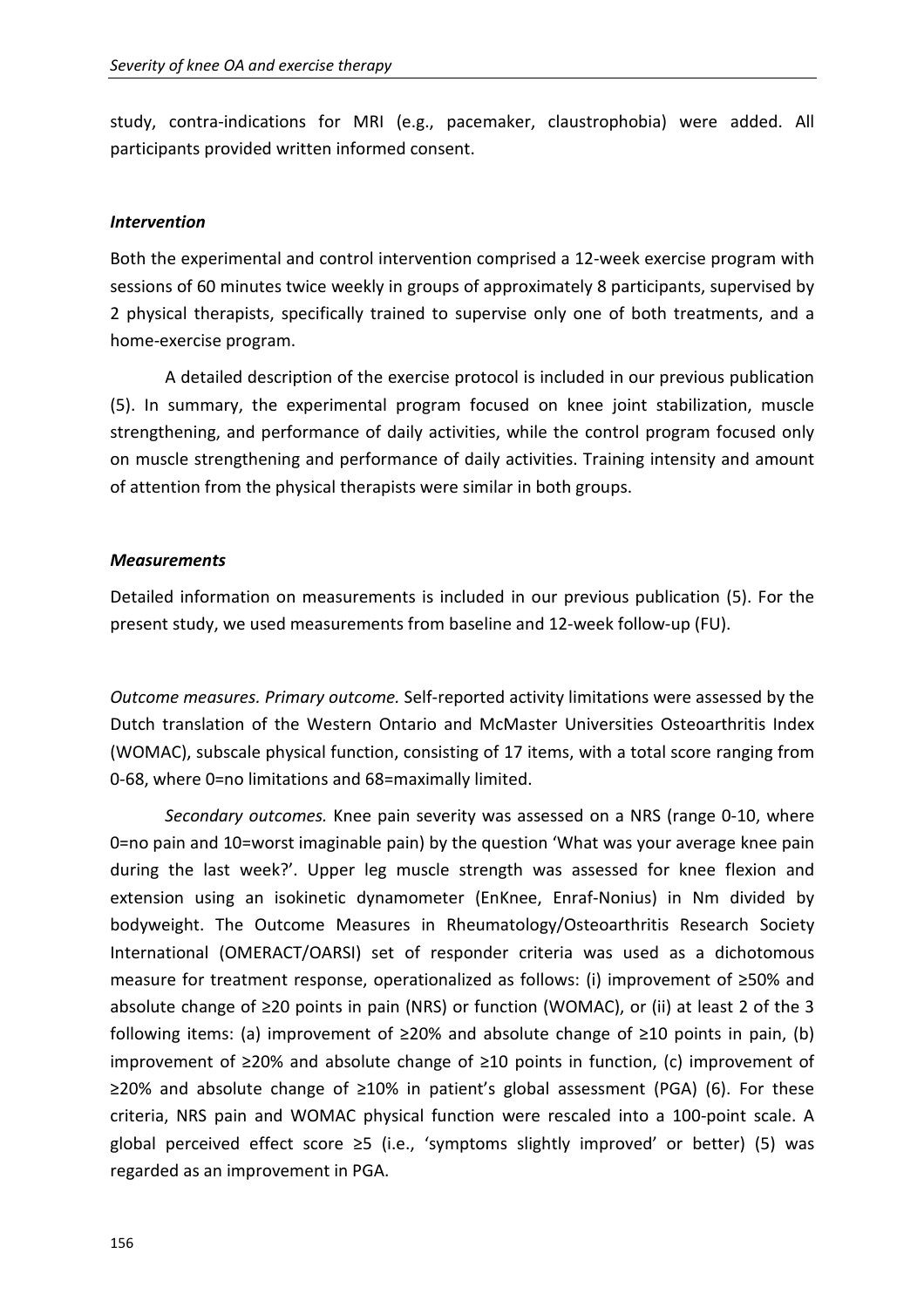study, contra-indications for MRI (e.g., pacemaker, claustrophobia) were added. All participants provided written informed consent.

### *Intervention*

Both the experimental and control intervention comprised a 12-week exercise program with sessions of 60 minutes twice weekly in groups of approximately 8 participants, supervised by 2 physical therapists, specifically trained to supervise only one of both treatments, and a home-exercise program.

A detailed description of the exercise protocol is included in our previous publication (5). In summary, the experimental program focused on knee joint stabilization, muscle strengthening, and performance of daily activities, while the control program focused only on muscle strengthening and performance of daily activities. Training intensity and amount of attention from the physical therapists were similar in both groups.

### *Measurements*

Detailed information on measurements is included in our previous publication (5). For the present study, we used measurements from baseline and 12-week follow-up (FU).

*Outcome measures. Primary outcome.* Self-reported activity limitations were assessed by the Dutch translation of the Western Ontario and McMaster Universities Osteoarthritis Index (WOMAC), subscale physical function, consisting of 17 items, with a total score ranging from 0-68, where 0=no limitations and 68=maximally limited.

*Secondary outcomes.* Knee pain severity was assessed on a NRS (range 0-10, where 0=no pain and 10=worst imaginable pain) by the question 'What was your average knee pain during the last week?'. Upper leg muscle strength was assessed for knee flexion and extension using an isokinetic dynamometer (EnKnee, Enraf-Nonius) in Nm divided by bodyweight. The Outcome Measures in Rheumatology/Osteoarthritis Research Society International (OMERACT/OARSI) set of responder criteria was used as a dichotomous measure for treatment response, operationalized as follows: (i) improvement of ≥50% and absolute change of ≥20 points in pain (NRS) or function (WOMAC), or (ii) at least 2 of the 3 following items: (a) improvement of ≥20% and absolute change of ≥10 points in pain, (b) improvement of ≥20% and absolute change of ≥10 points in function, (c) improvement of ≥20% and absolute change of ≥10% in patient's global assessment (PGA) (6). For these criteria, NRS pain and WOMAC physical function were rescaled into a 100-point scale. A global perceived effect score ≥5 (i.e., 'symptoms slightly improved' or better) (5) was regarded as an improvement in PGA.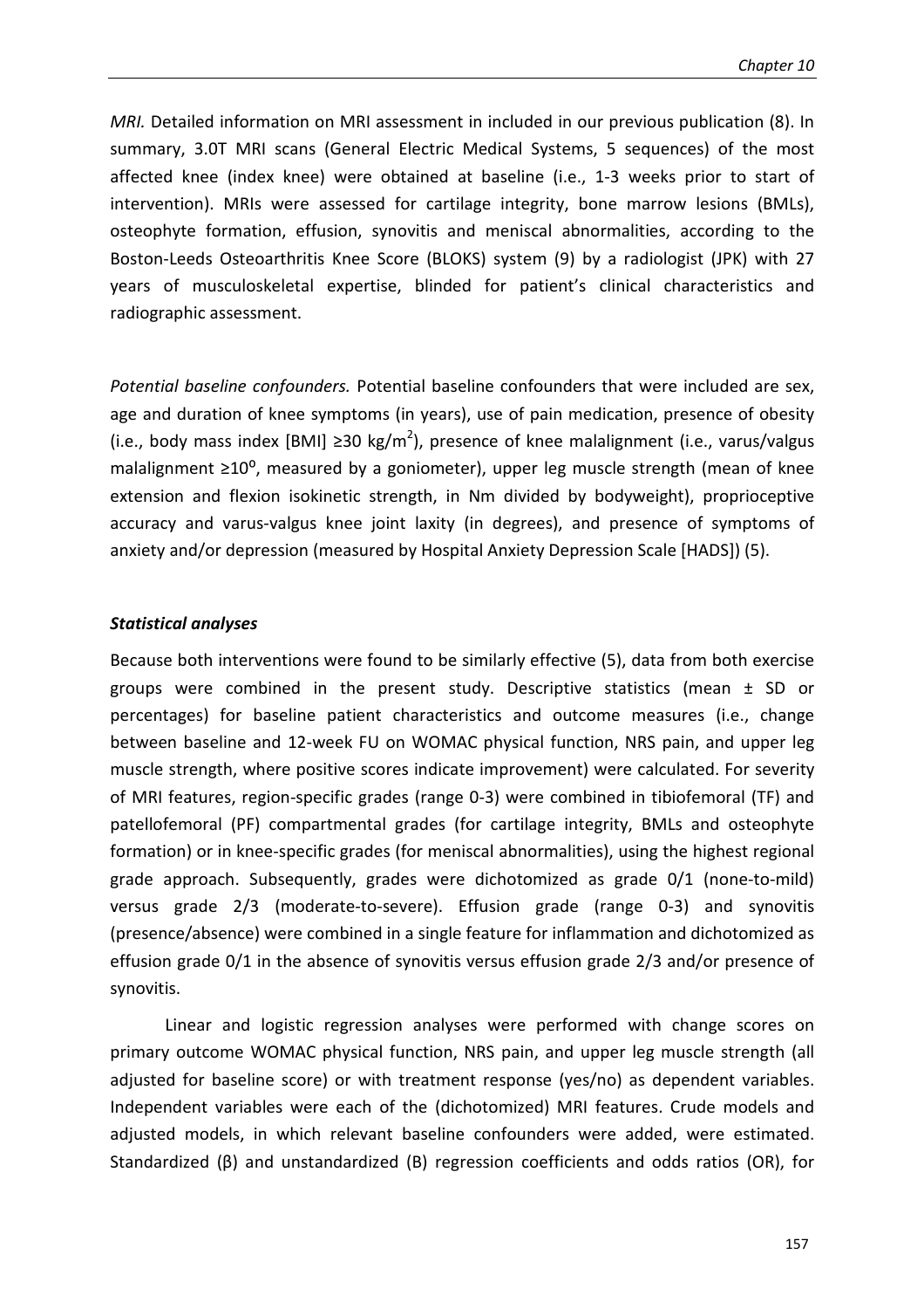*MRI.* Detailed information on MRI assessment in included in our previous publication (8). In summary, 3.0T MRI scans (General Electric Medical Systems, 5 sequences) of the most affected knee (index knee) were obtained at baseline (i.e., 1-3 weeks prior to start of intervention). MRIs were assessed for cartilage integrity, bone marrow lesions (BMLs), osteophyte formation, effusion, synovitis and meniscal abnormalities, according to the Boston-Leeds Osteoarthritis Knee Score (BLOKS) system (9) by a radiologist (JPK) with 27 years of musculoskeletal expertise, blinded for patient's clinical characteristics and radiographic assessment.

*Potential baseline confounders.* Potential baseline confounders that were included are sex, age and duration of knee symptoms (in years), use of pain medication, presence of obesity (i.e., body mass index [BMI] ≥30 kg/m$^2$), presence of knee malalignment (i.e., varus/valgus malalignment ≥10$^o$, measured by a goniometer), upper leg muscle strength (mean of knee extension and flexion isokinetic strength, in Nm divided by bodyweight), proprioceptive accuracy and varus-valgus knee joint laxity (in degrees), and presence of symptoms of anxiety and/or depression (measured by Hospital Anxiety Depression Scale [HADS]) (5).

### *Statistical analyses*

Because both interventions were found to be similarly effective (5), data from both exercise groups were combined in the present study. Descriptive statistics (mean ± SD or percentages) for baseline patient characteristics and outcome measures (i.e., change between baseline and 12-week FU on WOMAC physical function, NRS pain, and upper leg muscle strength, where positive scores indicate improvement) were calculated. For severity of MRI features, region-specific grades (range 0-3) were combined in tibiofemoral (TF) and patellofemoral (PF) compartmental grades (for cartilage integrity, BMLs and osteophyte formation) or in knee-specific grades (for meniscal abnormalities), using the highest regional grade approach. Subsequently, grades were dichotomized as grade 0/1 (none-to-mild) versus grade 2/3 (moderate-to-severe). Effusion grade (range 0-3) and synovitis (presence/absence) were combined in a single feature for inflammation and dichotomized as effusion grade 0/1 in the absence of synovitis versus effusion grade 2/3 and/or presence of synovitis.

Linear and logistic regression analyses were performed with change scores on primary outcome WOMAC physical function, NRS pain, and upper leg muscle strength (all adjusted for baseline score) or with treatment response (yes/no) as dependent variables. Independent variables were each of the (dichotomized) MRI features. Crude models and adjusted models, in which relevant baseline confounders were added, were estimated. Standardized (β) and unstandardized (B) regression coefficients and odds ratios (OR), for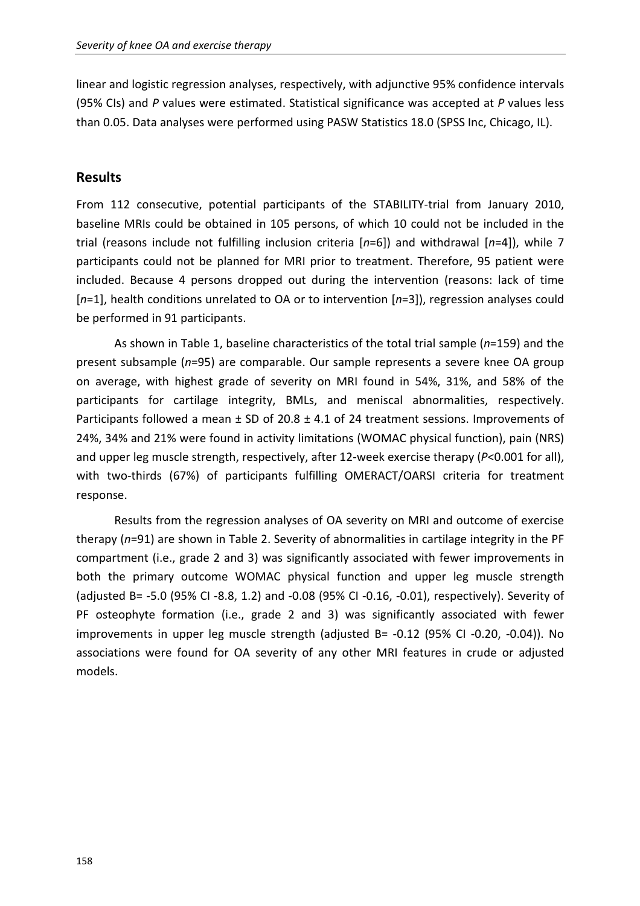linear and logistic regression analyses, respectively, with adjunctive 95% confidence intervals (95% CIs) and *P* values were estimated. Statistical significance was accepted at *P* values less than 0.05. Data analyses were performed using PASW Statistics 18.0 (SPSS Inc, Chicago, IL).

## Results

From 112 consecutive, potential participants of the STABILITY-trial from January 2010, baseline MRIs could be obtained in 105 persons, of which 10 could not be included in the trial (reasons include not fulfilling inclusion criteria [*n*=6]) and withdrawal [*n*=4]), while 7 participants could not be planned for MRI prior to treatment. Therefore, 95 patient were included. Because 4 persons dropped out during the intervention (reasons: lack of time [*n*=1], health conditions unrelated to OA or to intervention [*n*=3]), regression analyses could be performed in 91 participants.

As shown in Table 1, baseline characteristics of the total trial sample (*n*=159) and the present subsample (*n*=95) are comparable. Our sample represents a severe knee OA group on average, with highest grade of severity on MRI found in 54%, 31%, and 58% of the participants for cartilage integrity, BMLs, and meniscal abnormalities, respectively. Participants followed a mean ± SD of 20.8 ± 4.1 of 24 treatment sessions. Improvements of 24%, 34% and 21% were found in activity limitations (WOMAC physical function), pain (NRS) and upper leg muscle strength, respectively, after 12-week exercise therapy (*P*<0.001 for all), with two-thirds (67%) of participants fulfilling OMERACT/OARSI criteria for treatment response.

Results from the regression analyses of OA severity on MRI and outcome of exercise therapy (*n*=91) are shown in Table 2. Severity of abnormalities in cartilage integrity in the PF compartment (i.e., grade 2 and 3) was significantly associated with fewer improvements in both the primary outcome WOMAC physical function and upper leg muscle strength (adjusted B= -5.0 (95% CI -8.8, 1.2) and -0.08 (95% CI -0.16, -0.01), respectively). Severity of PF osteophyte formation (i.e., grade 2 and 3) was significantly associated with fewer improvements in upper leg muscle strength (adjusted B= -0.12 (95% CI -0.20, -0.04)). No associations were found for OA severity of any other MRI features in crude or adjusted models.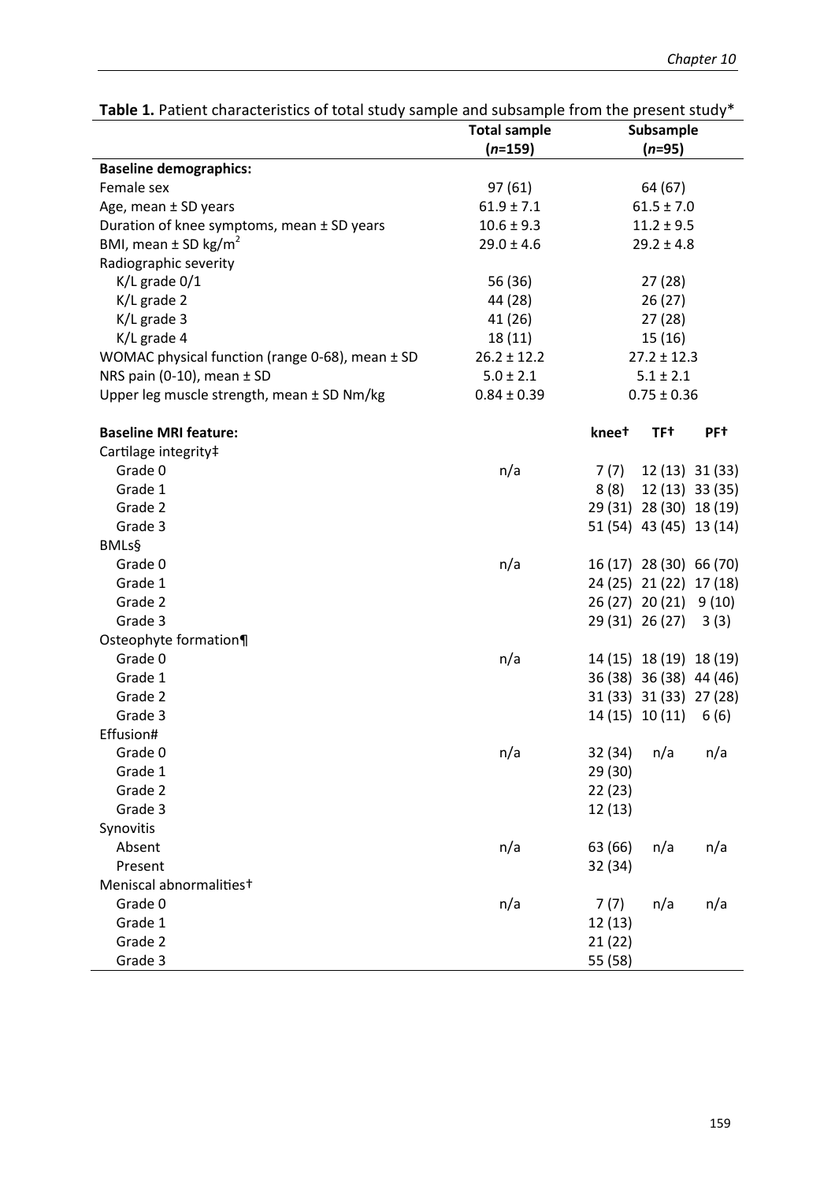**Table 1.** Patient characteristics of total study sample and subsample from the present study*

| | Total sample (*n*=159) | Subsample (*n*=95) | | |
|---|---|---|---|---|
| **Baseline demographics:** | | | | |
| Female sex | 97 (61) | 64 (67) | | |
| Age, mean ± SD years | 61.9 ± 7.1 | 61.5 ± 7.0 | | |
| Duration of knee symptoms, mean ± SD years | 10.6 ± 9.3 | 11.2 ± 9.5 | | |
| BMI, mean ± SD kg/m$^2$ | 29.0 ± 4.6 | 29.2 ± 4.8 | | |
| Radiographic severity | | | | |
| K/L grade 0/1 | 56 (36) | 27 (28) | | |
| K/L grade 2 | 44 (28) | 26 (27) | | |
| K/L grade 3 | 41 (26) | 27 (28) | | |
| K/L grade 4 | 18 (11) | 15 (16) | | |
| WOMAC physical function (range 0-68), mean ± SD | 26.2 ± 12.2 | 27.2 ± 12.3 | | |
| NRS pain (0-10), mean ± SD | 5.0 ± 2.1 | 5.1 ± 2.1 | | |
| Upper leg muscle strength, mean ± SD Nm/kg | 0.84 ± 0.39 | 0.75 ± 0.36 | | |
| **Baseline MRI feature:** | | **knee†** | **TF†** | **PF†** |
| Cartilage integrity‡ | | | | |
| Grade 0 | n/a | 7 (7) | 12 (13) | 31 (33) |
| Grade 1 | | 8 (8) | 12 (13) | 33 (35) |
| Grade 2 | | 29 (31) | 28 (30) | 18 (19) |
| Grade 3 | | 51 (54) | 43 (45) | 13 (14) |
| BMLs§ | | | | |
| Grade 0 | n/a | 16 (17) | 28 (30) | 66 (70) |
| Grade 1 | | 24 (25) | 21 (22) | 17 (18) |
| Grade 2 | | 26 (27) | 20 (21) | 9 (10) |
| Grade 3 | | 29 (31) | 26 (27) | 3 (3) |
| Osteophyte formation¶ | | | | |
| Grade 0 | n/a | 14 (15) | 18 (19) | 18 (19) |
| Grade 1 | | 36 (38) | 36 (38) | 44 (46) |
| Grade 2 | | 31 (33) | 31 (33) | 27 (28) |
| Grade 3 | | 14 (15) | 10 (11) | 6 (6) |
| Effusion# | | | | |
| Grade 0 | n/a | 32 (34) | n/a | n/a |
| Grade 1 | | 29 (30) | | |
| Grade 2 | | 22 (23) | | |
| Grade 3 | | 12 (13) | | |
| Synovitis | | | | |
| Absent | n/a | 63 (66) | n/a | n/a |
| Present | | 32 (34) | | |
| Meniscal abnormalities† | | | | |
| Grade 0 | n/a | 7 (7) | n/a | n/a |
| Grade 1 | | 12 (13) | | |
| Grade 2 | | 21 (22) | | |
| Grade 3 | | 55 (58) | | |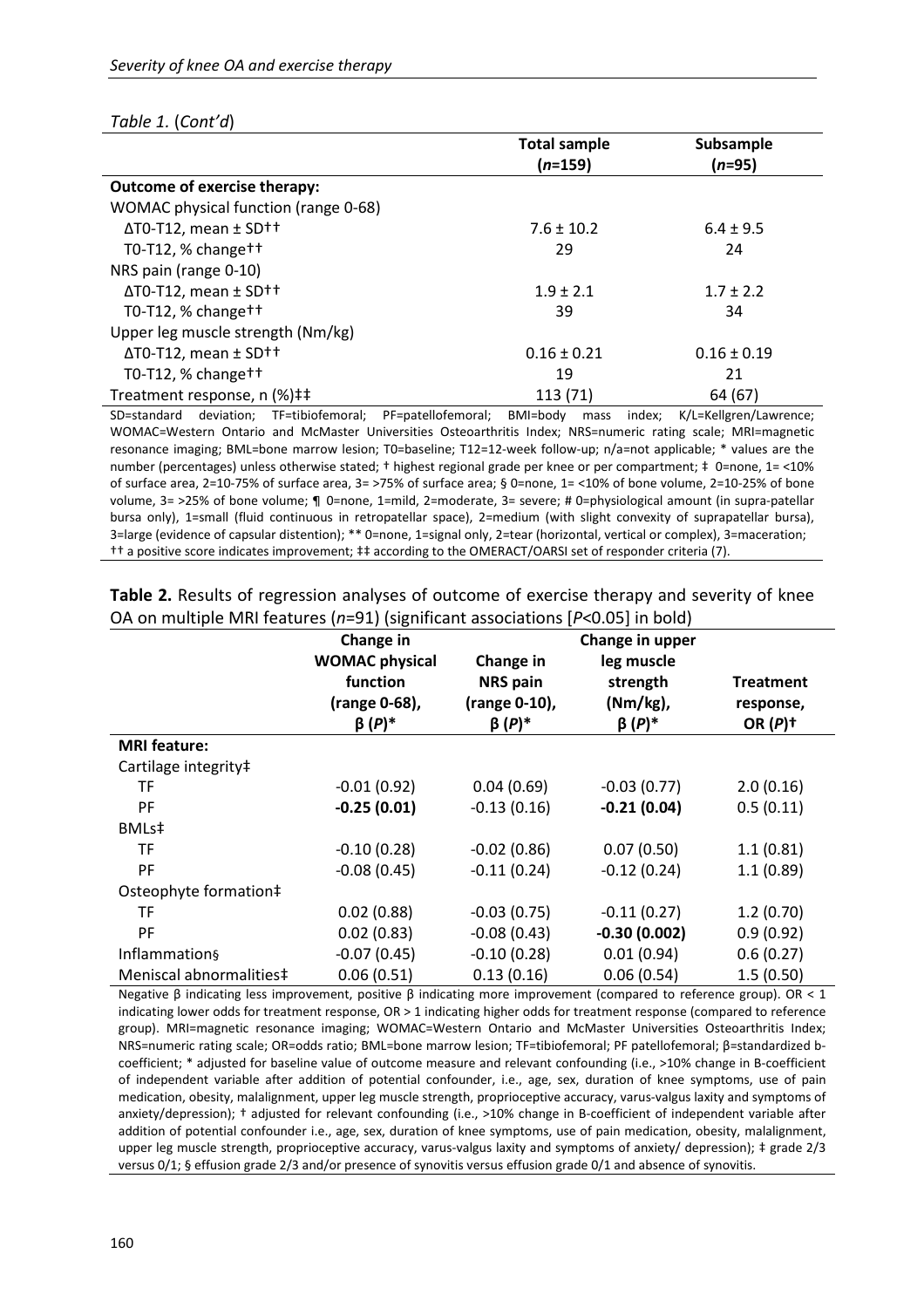*Table 1.* (*Cont'd*)

| | Total sample (*n*=159) | Subsample (*n*=95) |
|---|---|---|
| **Outcome of exercise therapy:** | | |
| WOMAC physical function (range 0-68) | | |
| ΔT0-T12, mean ± SD†† | 7.6 ± 10.2 | 6.4 ± 9.5 |
| T0-T12, % change†† | 29 | 24 |
| NRS pain (range 0-10) | | |
| ΔT0-T12, mean ± SD†† | 1.9 ± 2.1 | 1.7 ± 2.2 |
| T0-T12, % change†† | 39 | 34 |
| Upper leg muscle strength (Nm/kg) | | |
| ΔT0-T12, mean ± SD†† | 0.16 ± 0.21 | 0.16 ± 0.19 |
| T0-T12, % change†† | 19 | 21 |
| Treatment response, n (%)‡‡ | 113 (71) | 64 (67) |

SD=standard deviation; TF=tibiofemoral; PF=patellofemoral; BMI=body mass index; K/L=Kellgren/Lawrence; WOMAC=Western Ontario and McMaster Universities Osteoarthritis Index; NRS=numeric rating scale; MRI=magnetic resonance imaging; BML=bone marrow lesion; T0=baseline; T12=12-week follow-up; n/a=not applicable; * values are the number (percentages) unless otherwise stated; † highest regional grade per knee or per compartment; ‡ 0=none, 1= <10% of surface area, 2=10-75% of surface area, 3= >75% of surface area; § 0=none, 1= <10% of bone volume, 2=10-25% of bone volume, 3= >25% of bone volume; ¶ 0=none, 1=mild, 2=moderate, 3= severe; # 0=physiological amount (in supra-patellar bursa only), 1=small (fluid continuous in retropatellar space), 2=medium (with slight convexity of suprapatellar bursa), 3=large (evidence of capsular distention); ** 0=none, 1=signal only, 2=tear (horizontal, vertical or complex), 3=maceration; †† a positive score indicates improvement; ‡‡ according to the OMERACT/OARSI set of responder criteria (7).

**Table 2.** Results of regression analyses of outcome of exercise therapy and severity of knee OA on multiple MRI features (*n*=91) (significant associations [*P*<0.05] in bold)

| | Change in WOMAC physical function (range 0-68), β (*P*)* | Change in NRS pain (range 0-10), β (*P*)* | Change in upper leg muscle strength (Nm/kg), β (*P*)* | Treatment response, OR (*P*)† |
|---|---|---|---|---|
| **MRI feature:** | | | | |
| Cartilage integrity‡ | | | | |
| TF | -0.01 (0.92) | 0.04 (0.69) | -0.03 (0.77) | 2.0 (0.16) |
| PF | **-0.25 (0.01)** | -0.13 (0.16) | **-0.21 (0.04)** | 0.5 (0.11) |
| BMLs‡ | | | | |
| TF | -0.10 (0.28) | -0.02 (0.86) | 0.07 (0.50) | 1.1 (0.81) |
| PF | -0.08 (0.45) | -0.11 (0.24) | -0.12 (0.24) | 1.1 (0.89) |
| Osteophyte formation‡ | | | | |
| TF | 0.02 (0.88) | -0.03 (0.75) | -0.11 (0.27) | 1.2 (0.70) |
| PF | 0.02 (0.83) | -0.08 (0.43) | **-0.30 (0.002)** | 0.9 (0.92) |
| Inflammation§ | -0.07 (0.45) | -0.10 (0.28) | 0.01 (0.94) | 0.6 (0.27) |
| Meniscal abnormalities‡ | 0.06 (0.51) | 0.13 (0.16) | 0.06 (0.54) | 1.5 (0.50) |

Negative β indicating less improvement, positive β indicating more improvement (compared to reference group). OR < 1 indicating lower odds for treatment response, OR > 1 indicating higher odds for treatment response (compared to reference group). MRI=magnetic resonance imaging; WOMAC=Western Ontario and McMaster Universities Osteoarthritis Index; NRS=numeric rating scale; OR=odds ratio; BML=bone marrow lesion; TF=tibiofemoral; PF patellofemoral; β=standardized b-coefficient; * adjusted for baseline value of outcome measure and relevant confounding (i.e., >10% change in B-coefficient of independent variable after addition of potential confounder, i.e., age, sex, duration of knee symptoms, use of pain medication, obesity, malalignment, upper leg muscle strength, proprioceptive accuracy, varus-valgus laxity and symptoms of anxiety/depression); † adjusted for relevant confounding (i.e., >10% change in B-coefficient of independent variable after addition of potential confounder i.e., age, sex, duration of knee symptoms, use of pain medication, obesity, malalignment, upper leg muscle strength, proprioceptive accuracy, varus-valgus laxity and symptoms of anxiety/ depression); ‡ grade 2/3 versus 0/1; § effusion grade 2/3 and/or presence of synovitis versus effusion grade 0/1 and absence of synovitis.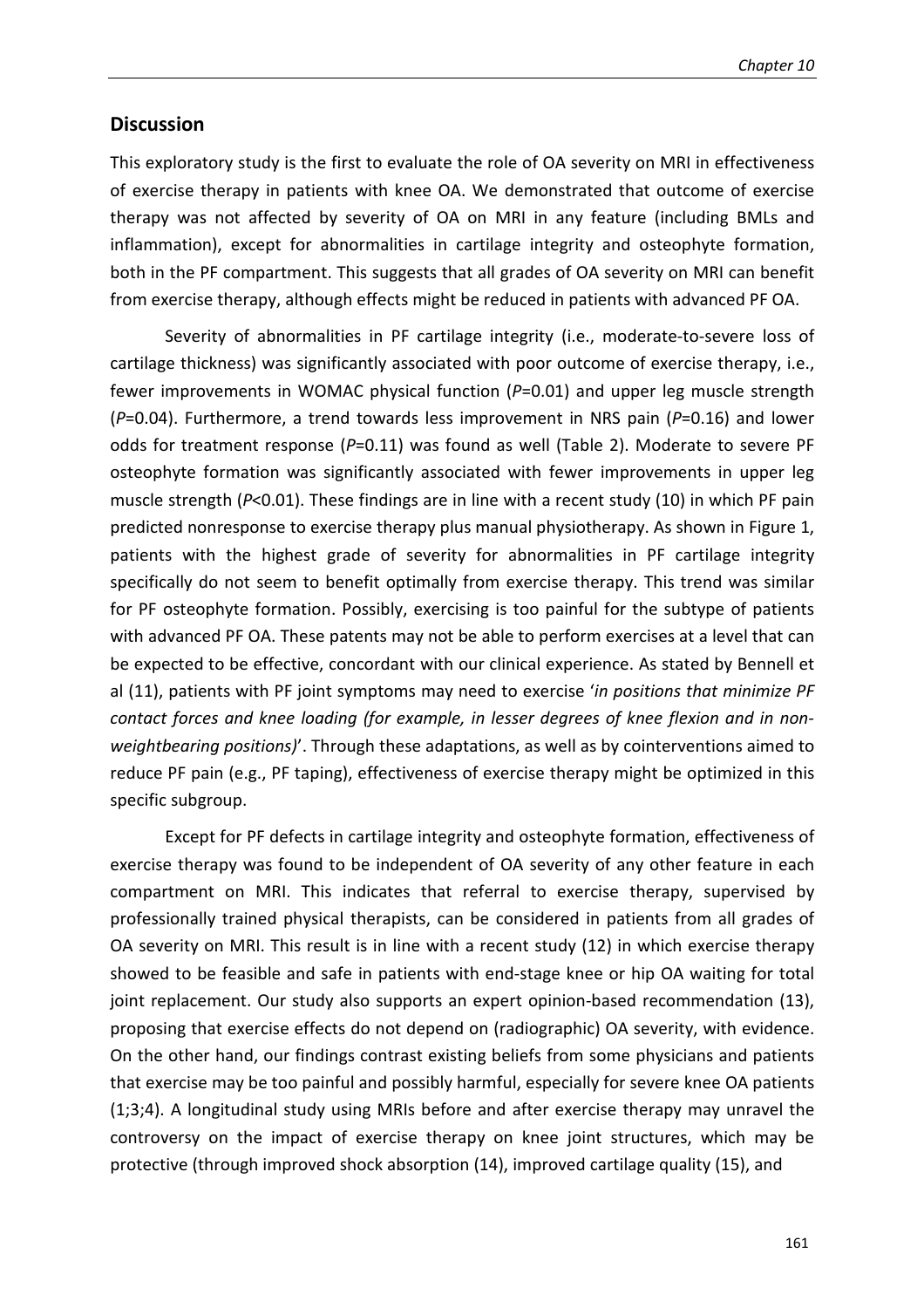## Discussion

This exploratory study is the first to evaluate the role of OA severity on MRI in effectiveness of exercise therapy in patients with knee OA. We demonstrated that outcome of exercise therapy was not affected by severity of OA on MRI in any feature (including BMLs and inflammation), except for abnormalities in cartilage integrity and osteophyte formation, both in the PF compartment. This suggests that all grades of OA severity on MRI can benefit from exercise therapy, although effects might be reduced in patients with advanced PF OA.

Severity of abnormalities in PF cartilage integrity (i.e., moderate-to-severe loss of cartilage thickness) was significantly associated with poor outcome of exercise therapy, i.e., fewer improvements in WOMAC physical function ($P$=0.01) and upper leg muscle strength ($P$=0.04). Furthermore, a trend towards less improvement in NRS pain ($P$=0.16) and lower odds for treatment response ($P$=0.11) was found as well (Table 2). Moderate to severe PF osteophyte formation was significantly associated with fewer improvements in upper leg muscle strength ($P$<0.01). These findings are in line with a recent study (10) in which PF pain predicted nonresponse to exercise therapy plus manual physiotherapy. As shown in Figure 1, patients with the highest grade of severity for abnormalities in PF cartilage integrity specifically do not seem to benefit optimally from exercise therapy. This trend was similar for PF osteophyte formation. Possibly, exercising is too painful for the subtype of patients with advanced PF OA. These patents may not be able to perform exercises at a level that can be expected to be effective, concordant with our clinical experience. As stated by Bennell et al (11), patients with PF joint symptoms may need to exercise '*in positions that minimize PF contact forces and knee loading (for example, in lesser degrees of knee flexion and in non-weightbearing positions)*'. Through these adaptations, as well as by cointerventions aimed to reduce PF pain (e.g., PF taping), effectiveness of exercise therapy might be optimized in this specific subgroup.

Except for PF defects in cartilage integrity and osteophyte formation, effectiveness of exercise therapy was found to be independent of OA severity of any other feature in each compartment on MRI. This indicates that referral to exercise therapy, supervised by professionally trained physical therapists, can be considered in patients from all grades of OA severity on MRI. This result is in line with a recent study (12) in which exercise therapy showed to be feasible and safe in patients with end-stage knee or hip OA waiting for total joint replacement. Our study also supports an expert opinion-based recommendation (13), proposing that exercise effects do not depend on (radiographic) OA severity, with evidence. On the other hand, our findings contrast existing beliefs from some physicians and patients that exercise may be too painful and possibly harmful, especially for severe knee OA patients (1;3;4). A longitudinal study using MRIs before and after exercise therapy may unravel the controversy on the impact of exercise therapy on knee joint structures, which may be protective (through improved shock absorption (14), improved cartilage quality (15), and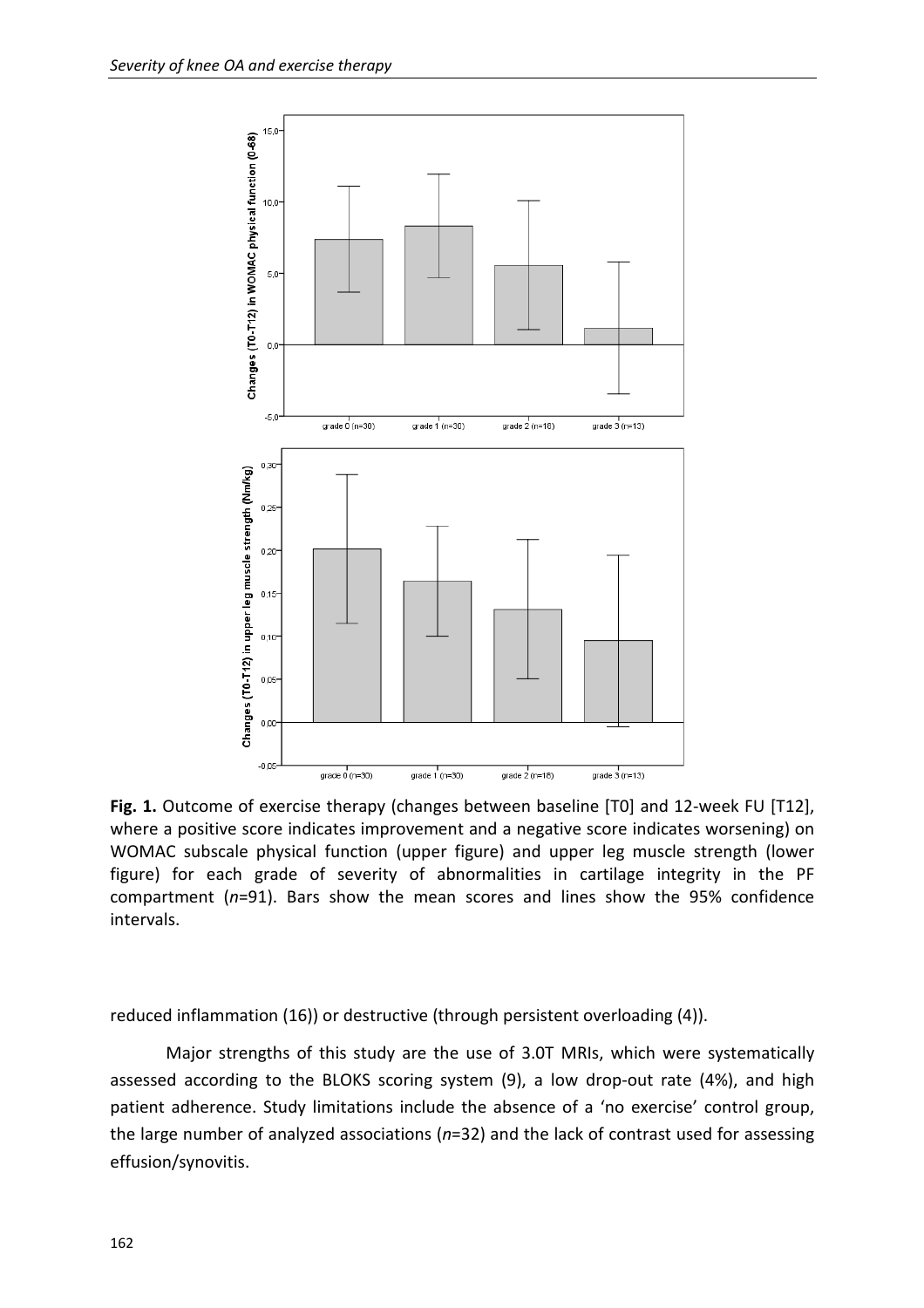**Fig. 1.** Outcome of exercise therapy (changes between baseline [T0] and 12-week FU [T12], where a positive score indicates improvement and a negative score indicates worsening) on WOMAC subscale physical function (upper figure) and upper leg muscle strength (lower figure) for each grade of severity of abnormalities in cartilage integrity in the PF compartment (*n*=91). Bars show the mean scores and lines show the 95% confidence intervals.

reduced inflammation (16)) or destructive (through persistent overloading (4)).

Major strengths of this study are the use of 3.0T MRIs, which were systematically assessed according to the BLOKS scoring system (9), a low drop-out rate (4%), and high patient adherence. Study limitations include the absence of a 'no exercise' control group, the large number of analyzed associations (*n*=32) and the lack of contrast used for assessing effusion/synovitis.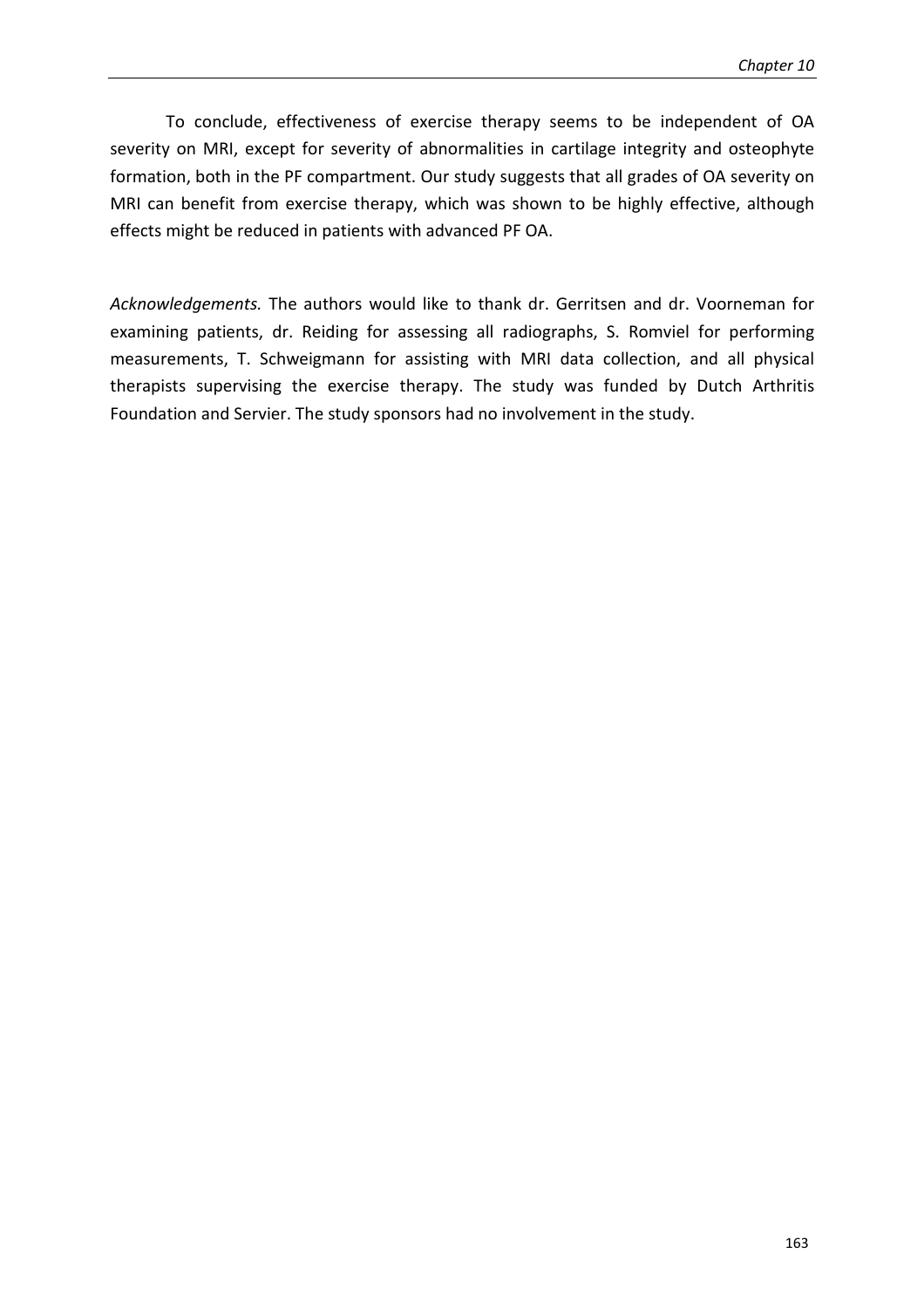To conclude, effectiveness of exercise therapy seems to be independent of OA severity on MRI, except for severity of abnormalities in cartilage integrity and osteophyte formation, both in the PF compartment. Our study suggests that all grades of OA severity on MRI can benefit from exercise therapy, which was shown to be highly effective, although effects might be reduced in patients with advanced PF OA.

*Acknowledgements.* The authors would like to thank dr. Gerritsen and dr. Voorneman for examining patients, dr. Reiding for assessing all radiographs, S. Romviel for performing measurements, T. Schweigmann for assisting with MRI data collection, and all physical therapists supervising the exercise therapy. The study was funded by Dutch Arthritis Foundation and Servier. The study sponsors had no involvement in the study.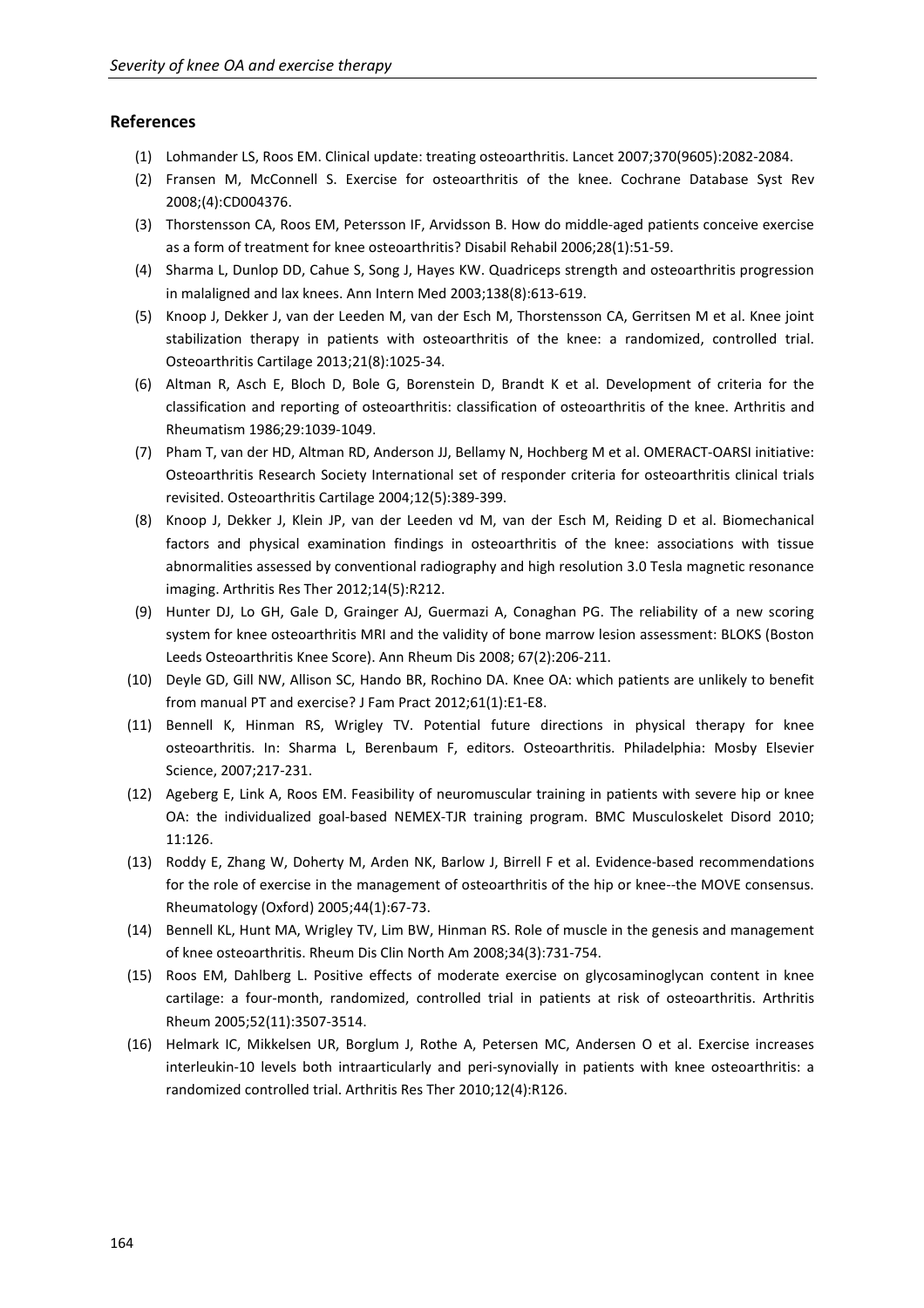## References

(1) Lohmander LS, Roos EM. Clinical update: treating osteoarthritis. Lancet 2007;370(9605):2082-2084.

(2) Fransen M, McConnell S. Exercise for osteoarthritis of the knee. Cochrane Database Syst Rev 2008;(4):CD004376.

(3) Thorstensson CA, Roos EM, Petersson IF, Arvidsson B. How do middle-aged patients conceive exercise as a form of treatment for knee osteoarthritis? Disabil Rehabil 2006;28(1):51-59.

(4) Sharma L, Dunlop DD, Cahue S, Song J, Hayes KW. Quadriceps strength and osteoarthritis progression in malaligned and lax knees. Ann Intern Med 2003;138(8):613-619.

(5) Knoop J, Dekker J, van der Leeden M, van der Esch M, Thorstensson CA, Gerritsen M et al. Knee joint stabilization therapy in patients with osteoarthritis of the knee: a randomized, controlled trial. Osteoarthritis Cartilage 2013;21(8):1025-34.

(6) Altman R, Asch E, Bloch D, Bole G, Borenstein D, Brandt K et al. Development of criteria for the classification and reporting of osteoarthritis: classification of osteoarthritis of the knee. Arthritis and Rheumatism 1986;29:1039-1049.

(7) Pham T, van der HD, Altman RD, Anderson JJ, Bellamy N, Hochberg M et al. OMERACT-OARSI initiative: Osteoarthritis Research Society International set of responder criteria for osteoarthritis clinical trials revisited. Osteoarthritis Cartilage 2004;12(5):389-399.

(8) Knoop J, Dekker J, Klein JP, van der Leeden vd M, van der Esch M, Reiding D et al. Biomechanical factors and physical examination findings in osteoarthritis of the knee: associations with tissue abnormalities assessed by conventional radiography and high resolution 3.0 Tesla magnetic resonance imaging. Arthritis Res Ther 2012;14(5):R212.

(9) Hunter DJ, Lo GH, Gale D, Grainger AJ, Guermazi A, Conaghan PG. The reliability of a new scoring system for knee osteoarthritis MRI and the validity of bone marrow lesion assessment: BLOKS (Boston Leeds Osteoarthritis Knee Score). Ann Rheum Dis 2008; 67(2):206-211.

(10) Deyle GD, Gill NW, Allison SC, Hando BR, Rochino DA. Knee OA: which patients are unlikely to benefit from manual PT and exercise? J Fam Pract 2012;61(1):E1-E8.

(11) Bennell K, Hinman RS, Wrigley TV. Potential future directions in physical therapy for knee osteoarthritis. In: Sharma L, Berenbaum F, editors. Osteoarthritis. Philadelphia: Mosby Elsevier Science, 2007;217-231.

(12) Ageberg E, Link A, Roos EM. Feasibility of neuromuscular training in patients with severe hip or knee OA: the individualized goal-based NEMEX-TJR training program. BMC Musculoskelet Disord 2010; 11:126.

(13) Roddy E, Zhang W, Doherty M, Arden NK, Barlow J, Birrell F et al. Evidence-based recommendations for the role of exercise in the management of osteoarthritis of the hip or knee--the MOVE consensus. Rheumatology (Oxford) 2005;44(1):67-73.

(14) Bennell KL, Hunt MA, Wrigley TV, Lim BW, Hinman RS. Role of muscle in the genesis and management of knee osteoarthritis. Rheum Dis Clin North Am 2008;34(3):731-754.

(15) Roos EM, Dahlberg L. Positive effects of moderate exercise on glycosaminoglycan content in knee cartilage: a four-month, randomized, controlled trial in patients at risk of osteoarthritis. Arthritis Rheum 2005;52(11):3507-3514.

(16) Helmark IC, Mikkelsen UR, Borglum J, Rothe A, Petersen MC, Andersen O et al. Exercise increases interleukin-10 levels both intraarticularly and peri-synovially in patients with knee osteoarthritis: a randomized controlled trial. Arthritis Res Ther 2010;12(4):R126.